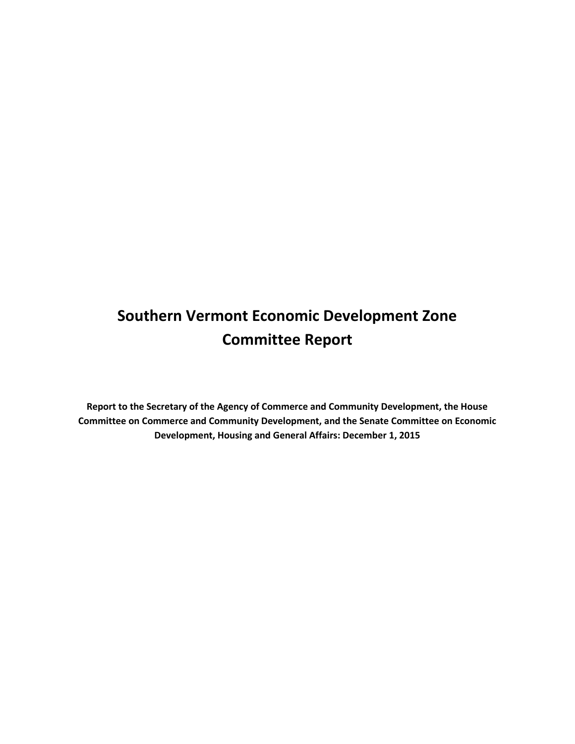# Southern Vermont Economic Development Zone Committee Report

**Report to the Secretary of the Agency of Commerce and Community Development, the House Committee on Commerce and Community Development, and the Senate Committee on Economic Development, Housing and General Affairs: December 1, 2015**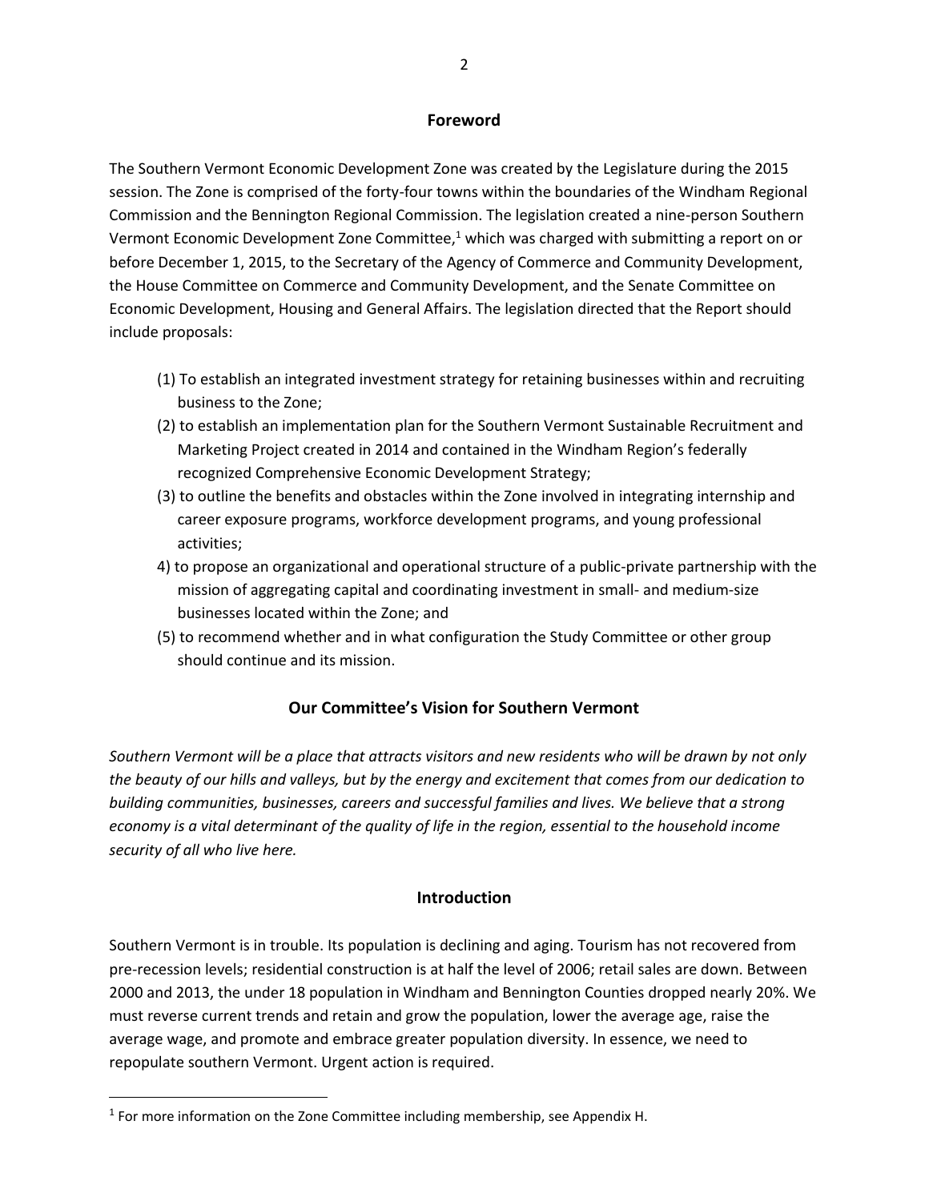## Foreword

The Southern Vermont Economic Development Zone was created by the Legislature during the 2015 session. The Zone is comprised of the forty-four towns within the boundaries of the Windham Regional Commission and the Bennington Regional Commission. The legislation created a nine-person Southern Vermont Economic Development Zone Committee,[1] which was charged with submitting a report on or before December 1, 2015, to the Secretary of the Agency of Commerce and Community Development, the House Committee on Commerce and Community Development, and the Senate Committee on Economic Development, Housing and General Affairs. The legislation directed that the Report should include proposals:

(1) To establish an integrated investment strategy for retaining businesses within and recruiting business to the Zone;

(2) to establish an implementation plan for the Southern Vermont Sustainable Recruitment and Marketing Project created in 2014 and contained in the Windham Region's federally recognized Comprehensive Economic Development Strategy;

(3) to outline the benefits and obstacles within the Zone involved in integrating internship and career exposure programs, workforce development programs, and young professional activities;

4) to propose an organizational and operational structure of a public-private partnership with the mission of aggregating capital and coordinating investment in small- and medium-size businesses located within the Zone; and

(5) to recommend whether and in what configuration the Study Committee or other group should continue and its mission.

## Our Committee's Vision for Southern Vermont

*Southern Vermont will be a place that attracts visitors and new residents who will be drawn by not only the beauty of our hills and valleys, but by the energy and excitement that comes from our dedication to building communities, businesses, careers and successful families and lives. We believe that a strong economy is a vital determinant of the quality of life in the region, essential to the household income security of all who live here.*

## Introduction

Southern Vermont is in trouble. Its population is declining and aging. Tourism has not recovered from pre-recession levels; residential construction is at half the level of 2006; retail sales are down. Between 2000 and 2013, the under 18 population in Windham and Bennington Counties dropped nearly 20%. We must reverse current trends and retain and grow the population, lower the average age, raise the average wage, and promote and embrace greater population diversity. In essence, we need to repopulate southern Vermont. Urgent action is required.

[1] For more information on the Zone Committee including membership, see Appendix H.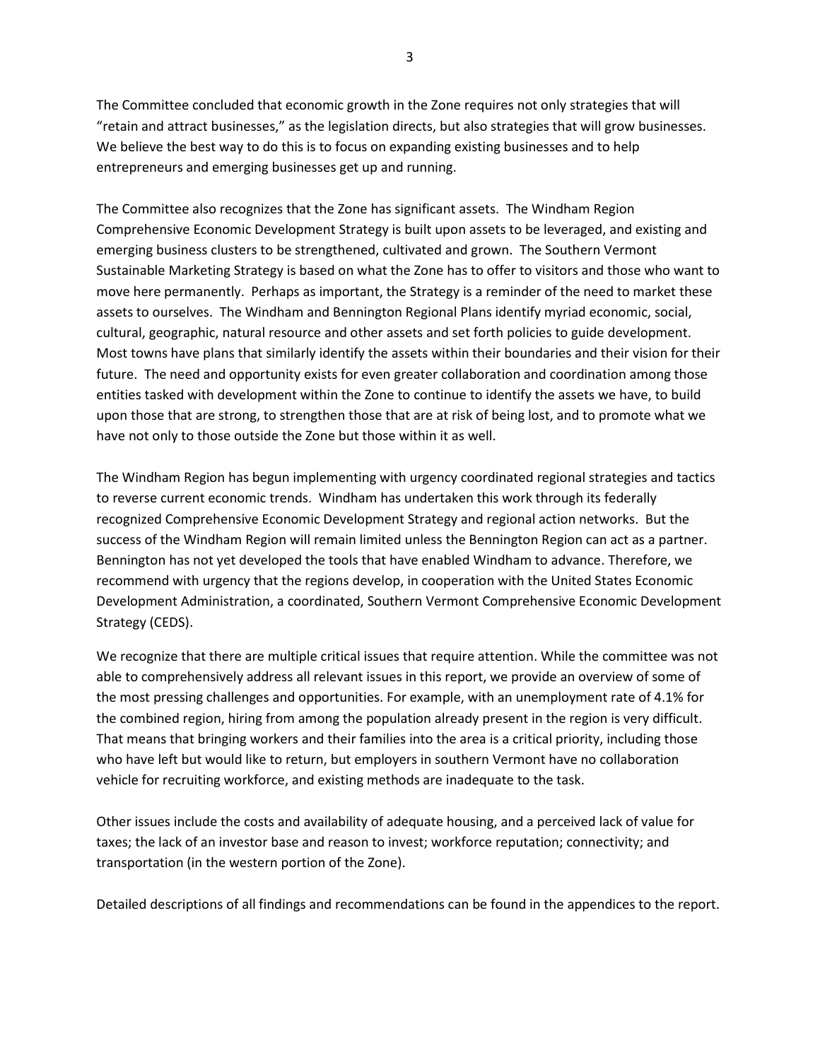The Committee concluded that economic growth in the Zone requires not only strategies that will "retain and attract businesses," as the legislation directs, but also strategies that will grow businesses. We believe the best way to do this is to focus on expanding existing businesses and to help entrepreneurs and emerging businesses get up and running.

The Committee also recognizes that the Zone has significant assets. The Windham Region Comprehensive Economic Development Strategy is built upon assets to be leveraged, and existing and emerging business clusters to be strengthened, cultivated and grown. The Southern Vermont Sustainable Marketing Strategy is based on what the Zone has to offer to visitors and those who want to move here permanently. Perhaps as important, the Strategy is a reminder of the need to market these assets to ourselves. The Windham and Bennington Regional Plans identify myriad economic, social, cultural, geographic, natural resource and other assets and set forth policies to guide development. Most towns have plans that similarly identify the assets within their boundaries and their vision for their future. The need and opportunity exists for even greater collaboration and coordination among those entities tasked with development within the Zone to continue to identify the assets we have, to build upon those that are strong, to strengthen those that are at risk of being lost, and to promote what we have not only to those outside the Zone but those within it as well.

The Windham Region has begun implementing with urgency coordinated regional strategies and tactics to reverse current economic trends. Windham has undertaken this work through its federally recognized Comprehensive Economic Development Strategy and regional action networks. But the success of the Windham Region will remain limited unless the Bennington Region can act as a partner. Bennington has not yet developed the tools that have enabled Windham to advance. Therefore, we recommend with urgency that the regions develop, in cooperation with the United States Economic Development Administration, a coordinated, Southern Vermont Comprehensive Economic Development Strategy (CEDS).

We recognize that there are multiple critical issues that require attention. While the committee was not able to comprehensively address all relevant issues in this report, we provide an overview of some of the most pressing challenges and opportunities. For example, with an unemployment rate of 4.1% for the combined region, hiring from among the population already present in the region is very difficult. That means that bringing workers and their families into the area is a critical priority, including those who have left but would like to return, but employers in southern Vermont have no collaboration vehicle for recruiting workforce, and existing methods are inadequate to the task.

Other issues include the costs and availability of adequate housing, and a perceived lack of value for taxes; the lack of an investor base and reason to invest; workforce reputation; connectivity; and transportation (in the western portion of the Zone).

Detailed descriptions of all findings and recommendations can be found in the appendices to the report.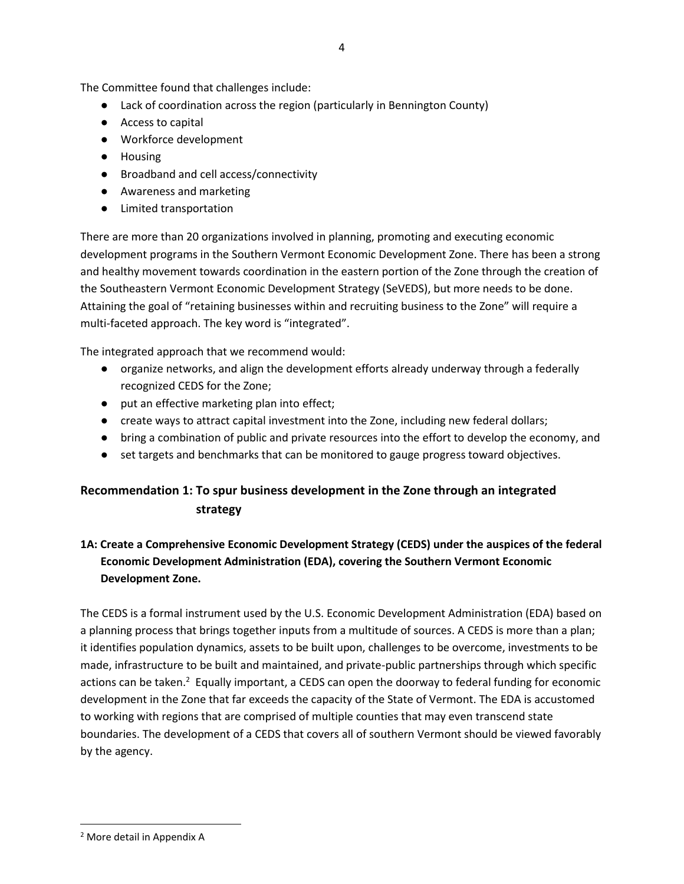The Committee found that challenges include:

- Lack of coordination across the region (particularly in Bennington County)
- Access to capital
- Workforce development
- Housing
- Broadband and cell access/connectivity
- Awareness and marketing
- Limited transportation

There are more than 20 organizations involved in planning, promoting and executing economic development programs in the Southern Vermont Economic Development Zone. There has been a strong and healthy movement towards coordination in the eastern portion of the Zone through the creation of the Southeastern Vermont Economic Development Strategy (SeVEDS), but more needs to be done. Attaining the goal of "retaining businesses within and recruiting business to the Zone" will require a multi-faceted approach. The key word is "integrated".

The integrated approach that we recommend would:

- organize networks, and align the development efforts already underway through a federally recognized CEDS for the Zone;
- put an effective marketing plan into effect;
- create ways to attract capital investment into the Zone, including new federal dollars;
- bring a combination of public and private resources into the effort to develop the economy, and
- set targets and benchmarks that can be monitored to gauge progress toward objectives.

## Recommendation 1: To spur business development in the Zone through an integrated strategy

### 1A: Create a Comprehensive Economic Development Strategy (CEDS) under the auspices of the federal Economic Development Administration (EDA), covering the Southern Vermont Economic Development Zone.

The CEDS is a formal instrument used by the U.S. Economic Development Administration (EDA) based on a planning process that brings together inputs from a multitude of sources. A CEDS is more than a plan; it identifies population dynamics, assets to be built upon, challenges to be overcome, investments to be made, infrastructure to be built and maintained, and private-public partnerships through which specific actions can be taken.[2] Equally important, a CEDS can open the doorway to federal funding for economic development in the Zone that far exceeds the capacity of the State of Vermont. The EDA is accustomed to working with regions that are comprised of multiple counties that may even transcend state boundaries. The development of a CEDS that covers all of southern Vermont should be viewed favorably by the agency.

[2] More detail in Appendix A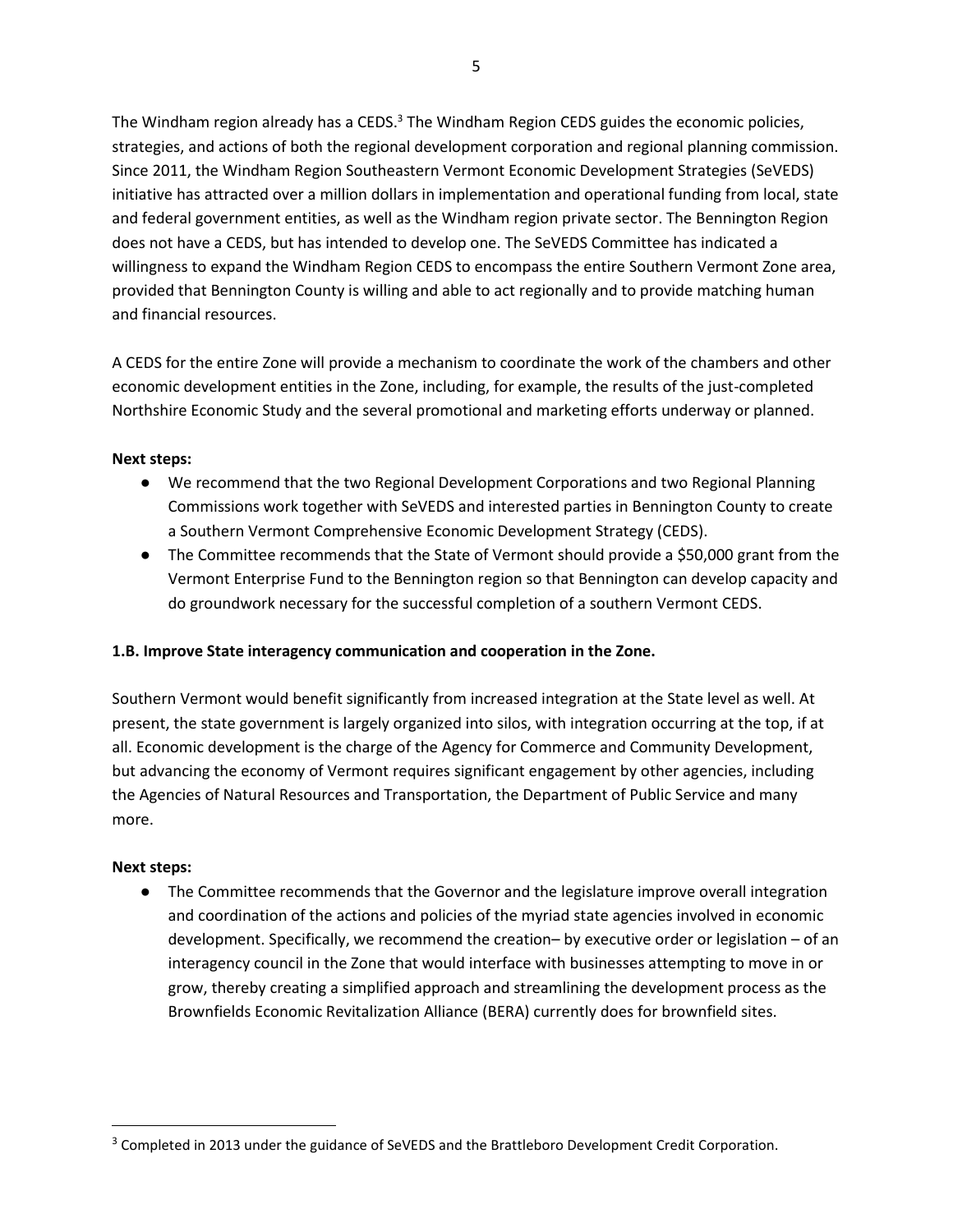The Windham region already has a CEDS.[3] The Windham Region CEDS guides the economic policies, strategies, and actions of both the regional development corporation and regional planning commission. Since 2011, the Windham Region Southeastern Vermont Economic Development Strategies (SeVEDS) initiative has attracted over a million dollars in implementation and operational funding from local, state and federal government entities, as well as the Windham region private sector. The Bennington Region does not have a CEDS, but has intended to develop one. The SeVEDS Committee has indicated a willingness to expand the Windham Region CEDS to encompass the entire Southern Vermont Zone area, provided that Bennington County is willing and able to act regionally and to provide matching human and financial resources.

A CEDS for the entire Zone will provide a mechanism to coordinate the work of the chambers and other economic development entities in the Zone, including, for example, the results of the just-completed Northshire Economic Study and the several promotional and marketing efforts underway or planned.

**Next steps:**

- We recommend that the two Regional Development Corporations and two Regional Planning Commissions work together with SeVEDS and interested parties in Bennington County to create a Southern Vermont Comprehensive Economic Development Strategy (CEDS).
- The Committee recommends that the State of Vermont should provide a $50,000 grant from the Vermont Enterprise Fund to the Bennington region so that Bennington can develop capacity and do groundwork necessary for the successful completion of a southern Vermont CEDS.

**1.B. Improve State interagency communication and cooperation in the Zone.**

Southern Vermont would benefit significantly from increased integration at the State level as well. At present, the state government is largely organized into silos, with integration occurring at the top, if at all. Economic development is the charge of the Agency for Commerce and Community Development, but advancing the economy of Vermont requires significant engagement by other agencies, including the Agencies of Natural Resources and Transportation, the Department of Public Service and many more.

**Next steps:**

- The Committee recommends that the Governor and the legislature improve overall integration and coordination of the actions and policies of the myriad state agencies involved in economic development. Specifically, we recommend the creation– by executive order or legislation – of an interagency council in the Zone that would interface with businesses attempting to move in or grow, thereby creating a simplified approach and streamlining the development process as the Brownfields Economic Revitalization Alliance (BERA) currently does for brownfield sites.

[3] Completed in 2013 under the guidance of SeVEDS and the Brattleboro Development Credit Corporation.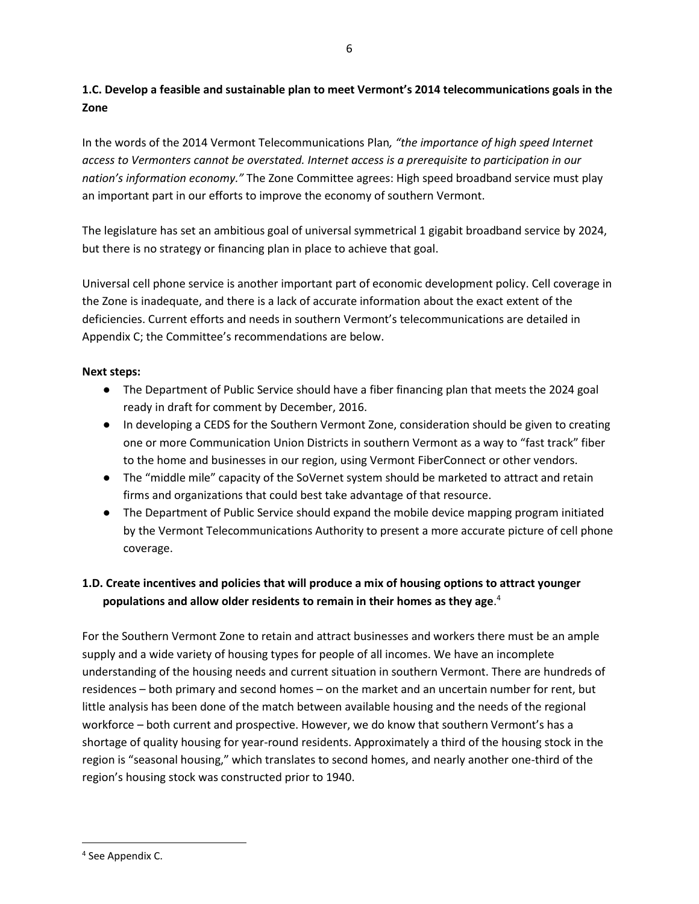### 1.C. Develop a feasible and sustainable plan to meet Vermont's 2014 telecommunications goals in the Zone

In the words of the 2014 Vermont Telecommunications Plan*, "the importance of high speed Internet access to Vermonters cannot be overstated. Internet access is a prerequisite to participation in our nation's information economy."* The Zone Committee agrees: High speed broadband service must play an important part in our efforts to improve the economy of southern Vermont.

The legislature has set an ambitious goal of universal symmetrical 1 gigabit broadband service by 2024, but there is no strategy or financing plan in place to achieve that goal.

Universal cell phone service is another important part of economic development policy. Cell coverage in the Zone is inadequate, and there is a lack of accurate information about the exact extent of the deficiencies. Current efforts and needs in southern Vermont's telecommunications are detailed in Appendix C; the Committee's recommendations are below.

**Next steps:**

- The Department of Public Service should have a fiber financing plan that meets the 2024 goal ready in draft for comment by December, 2016.
- In developing a CEDS for the Southern Vermont Zone, consideration should be given to creating one or more Communication Union Districts in southern Vermont as a way to "fast track" fiber to the home and businesses in our region, using Vermont FiberConnect or other vendors.
- The "middle mile" capacity of the SoVernet system should be marketed to attract and retain firms and organizations that could best take advantage of that resource.
- The Department of Public Service should expand the mobile device mapping program initiated by the Vermont Telecommunications Authority to present a more accurate picture of cell phone coverage.

### 1.D. Create incentives and policies that will produce a mix of housing options to attract younger populations and allow older residents to remain in their homes as they age.[4]

For the Southern Vermont Zone to retain and attract businesses and workers there must be an ample supply and a wide variety of housing types for people of all incomes. We have an incomplete understanding of the housing needs and current situation in southern Vermont. There are hundreds of residences – both primary and second homes – on the market and an uncertain number for rent, but little analysis has been done of the match between available housing and the needs of the regional workforce – both current and prospective. However, we do know that southern Vermont's has a shortage of quality housing for year-round residents. Approximately a third of the housing stock in the region is "seasonal housing," which translates to second homes, and nearly another one-third of the region's housing stock was constructed prior to 1940.

[4] See Appendix C.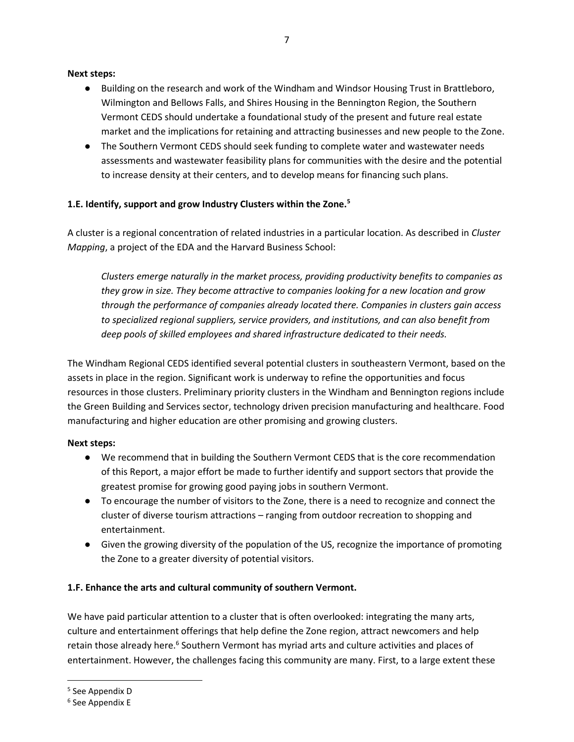**Next steps:**

- Building on the research and work of the Windham and Windsor Housing Trust in Brattleboro, Wilmington and Bellows Falls, and Shires Housing in the Bennington Region, the Southern Vermont CEDS should undertake a foundational study of the present and future real estate market and the implications for retaining and attracting businesses and new people to the Zone.
- The Southern Vermont CEDS should seek funding to complete water and wastewater needs assessments and wastewater feasibility plans for communities with the desire and the potential to increase density at their centers, and to develop means for financing such plans.

### 1.E. Identify, support and grow Industry Clusters within the Zone.[5]

A cluster is a regional concentration of related industries in a particular location. As described in *Cluster Mapping*, a project of the EDA and the Harvard Business School:

> *Clusters emerge naturally in the market process, providing productivity benefits to companies as they grow in size. They become attractive to companies looking for a new location and grow through the performance of companies already located there. Companies in clusters gain access to specialized regional suppliers, service providers, and institutions, and can also benefit from deep pools of skilled employees and shared infrastructure dedicated to their needs.*

The Windham Regional CEDS identified several potential clusters in southeastern Vermont, based on the assets in place in the region. Significant work is underway to refine the opportunities and focus resources in those clusters. Preliminary priority clusters in the Windham and Bennington regions include the Green Building and Services sector, technology driven precision manufacturing and healthcare. Food manufacturing and higher education are other promising and growing clusters.

**Next steps:**

- We recommend that in building the Southern Vermont CEDS that is the core recommendation of this Report, a major effort be made to further identify and support sectors that provide the greatest promise for growing good paying jobs in southern Vermont.
- To encourage the number of visitors to the Zone, there is a need to recognize and connect the cluster of diverse tourism attractions – ranging from outdoor recreation to shopping and entertainment.
- Given the growing diversity of the population of the US, recognize the importance of promoting the Zone to a greater diversity of potential visitors.

### 1.F. Enhance the arts and cultural community of southern Vermont.

We have paid particular attention to a cluster that is often overlooked: integrating the many arts, culture and entertainment offerings that help define the Zone region, attract newcomers and help retain those already here.[6] Southern Vermont has myriad arts and culture activities and places of entertainment. However, the challenges facing this community are many. First, to a large extent these

---

[5] See Appendix D

[6] See Appendix E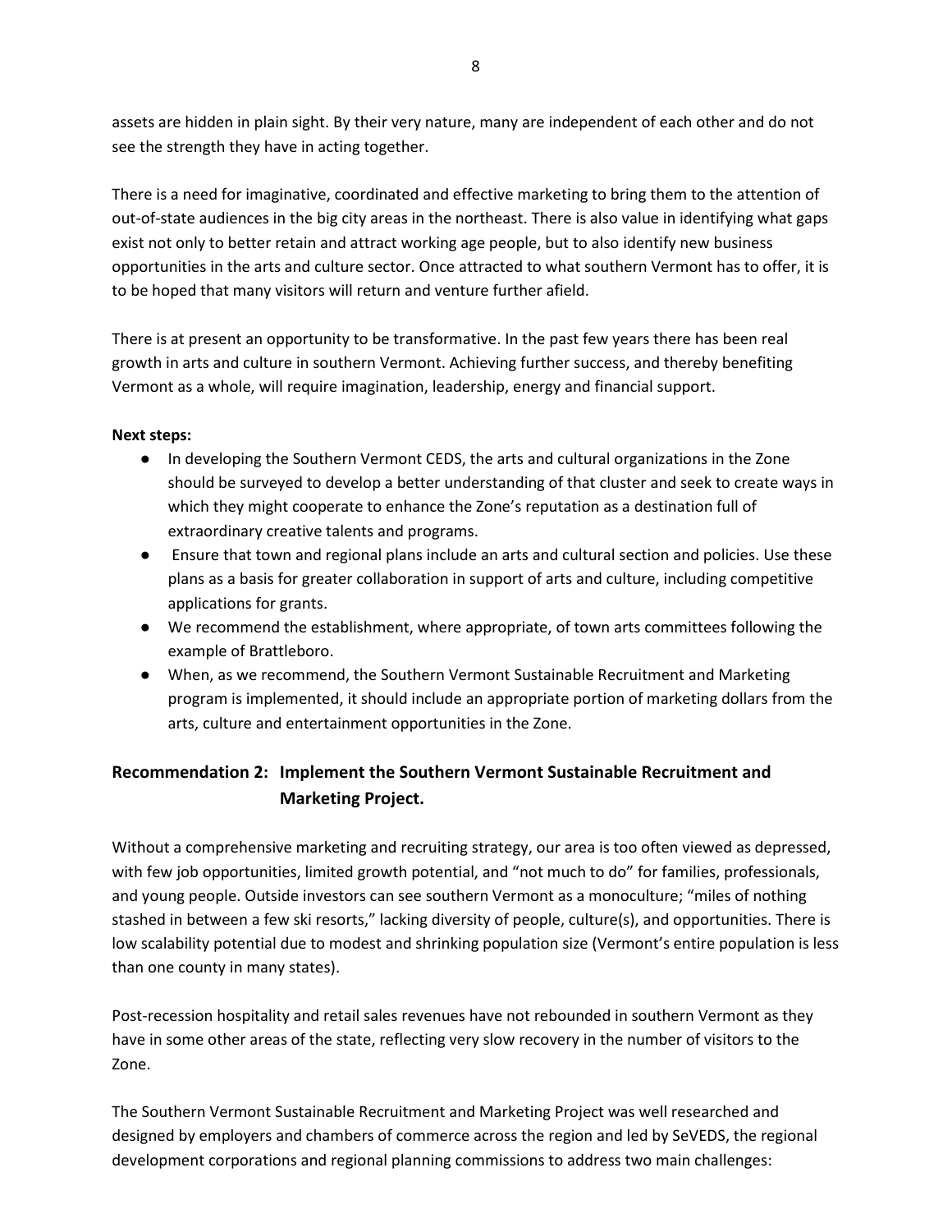assets are hidden in plain sight. By their very nature, many are independent of each other and do not see the strength they have in acting together.

There is a need for imaginative, coordinated and effective marketing to bring them to the attention of out-of-state audiences in the big city areas in the northeast. There is also value in identifying what gaps exist not only to better retain and attract working age people, but to also identify new business opportunities in the arts and culture sector. Once attracted to what southern Vermont has to offer, it is to be hoped that many visitors will return and venture further afield.

There is at present an opportunity to be transformative. In the past few years there has been real growth in arts and culture in southern Vermont. Achieving further success, and thereby benefiting Vermont as a whole, will require imagination, leadership, energy and financial support.

**Next steps:**

- In developing the Southern Vermont CEDS, the arts and cultural organizations in the Zone should be surveyed to develop a better understanding of that cluster and seek to create ways in which they might cooperate to enhance the Zone's reputation as a destination full of extraordinary creative talents and programs.
- Ensure that town and regional plans include an arts and cultural section and policies. Use these plans as a basis for greater collaboration in support of arts and culture, including competitive applications for grants.
- We recommend the establishment, where appropriate, of town arts committees following the example of Brattleboro.
- When, as we recommend, the Southern Vermont Sustainable Recruitment and Marketing program is implemented, it should include an appropriate portion of marketing dollars from the arts, culture and entertainment opportunities in the Zone.

## Recommendation 2: Implement the Southern Vermont Sustainable Recruitment and Marketing Project.

Without a comprehensive marketing and recruiting strategy, our area is too often viewed as depressed, with few job opportunities, limited growth potential, and "not much to do" for families, professionals, and young people. Outside investors can see southern Vermont as a monoculture; "miles of nothing stashed in between a few ski resorts," lacking diversity of people, culture(s), and opportunities. There is low scalability potential due to modest and shrinking population size (Vermont's entire population is less than one county in many states).

Post-recession hospitality and retail sales revenues have not rebounded in southern Vermont as they have in some other areas of the state, reflecting very slow recovery in the number of visitors to the Zone.

The Southern Vermont Sustainable Recruitment and Marketing Project was well researched and designed by employers and chambers of commerce across the region and led by SeVEDS, the regional development corporations and regional planning commissions to address two main challenges: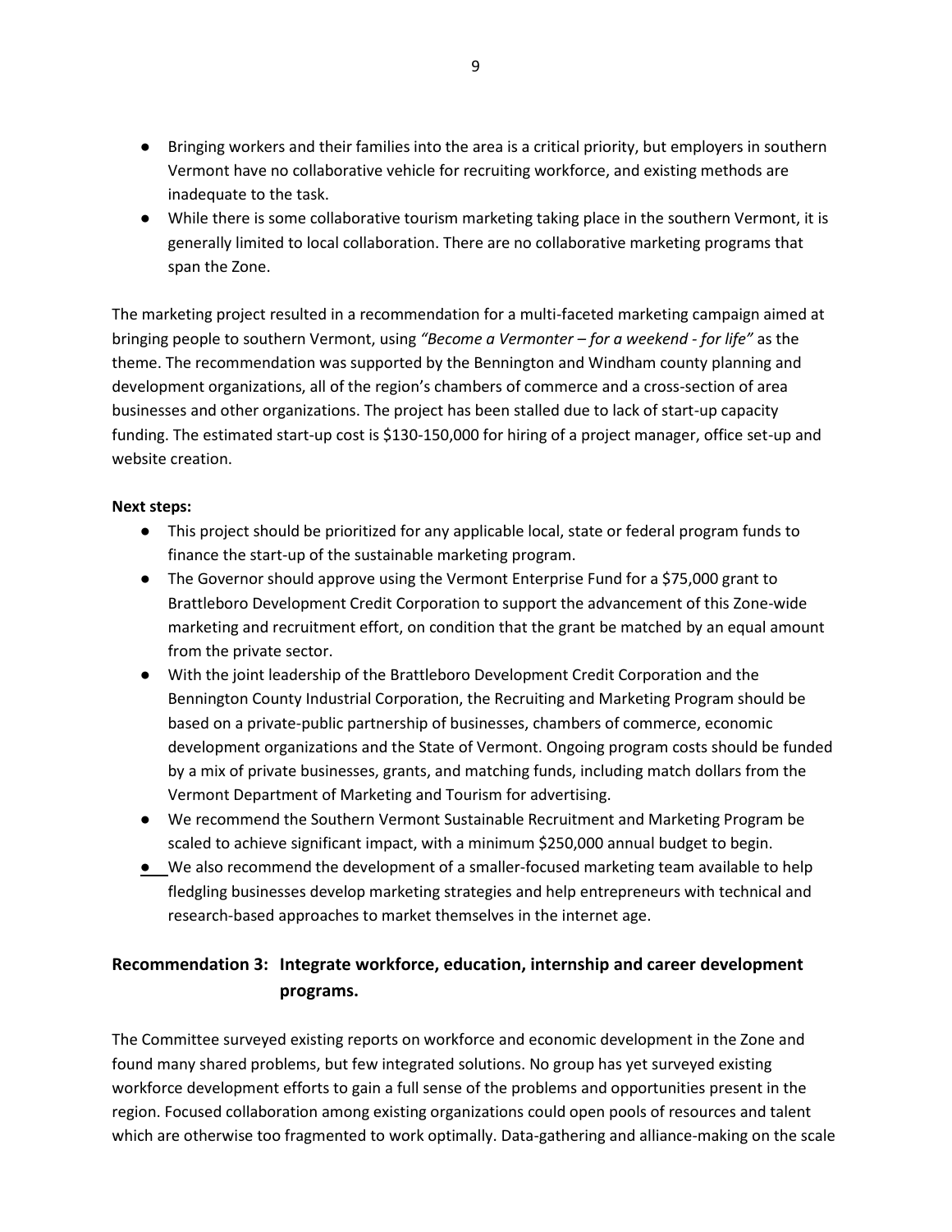- Bringing workers and their families into the area is a critical priority, but employers in southern Vermont have no collaborative vehicle for recruiting workforce, and existing methods are inadequate to the task.
- While there is some collaborative tourism marketing taking place in the southern Vermont, it is generally limited to local collaboration. There are no collaborative marketing programs that span the Zone.

The marketing project resulted in a recommendation for a multi-faceted marketing campaign aimed at bringing people to southern Vermont, using *"Become a Vermonter – for a weekend - for life"* as the theme. The recommendation was supported by the Bennington and Windham county planning and development organizations, all of the region's chambers of commerce and a cross-section of area businesses and other organizations. The project has been stalled due to lack of start-up capacity funding. The estimated start-up cost is $130-150,000 for hiring of a project manager, office set-up and website creation.

**Next steps:**

- This project should be prioritized for any applicable local, state or federal program funds to finance the start-up of the sustainable marketing program.
- The Governor should approve using the Vermont Enterprise Fund for a $75,000 grant to Brattleboro Development Credit Corporation to support the advancement of this Zone-wide marketing and recruitment effort, on condition that the grant be matched by an equal amount from the private sector.
- With the joint leadership of the Brattleboro Development Credit Corporation and the Bennington County Industrial Corporation, the Recruiting and Marketing Program should be based on a private-public partnership of businesses, chambers of commerce, economic development organizations and the State of Vermont. Ongoing program costs should be funded by a mix of private businesses, grants, and matching funds, including match dollars from the Vermont Department of Marketing and Tourism for advertising.
- We recommend the Southern Vermont Sustainable Recruitment and Marketing Program be scaled to achieve significant impact, with a minimum $250,000 annual budget to begin.
- We also recommend the development of a smaller-focused marketing team available to help fledgling businesses develop marketing strategies and help entrepreneurs with technical and research-based approaches to market themselves in the internet age.

## Recommendation 3: Integrate workforce, education, internship and career development programs.

The Committee surveyed existing reports on workforce and economic development in the Zone and found many shared problems, but few integrated solutions. No group has yet surveyed existing workforce development efforts to gain a full sense of the problems and opportunities present in the region. Focused collaboration among existing organizations could open pools of resources and talent which are otherwise too fragmented to work optimally. Data-gathering and alliance-making on the scale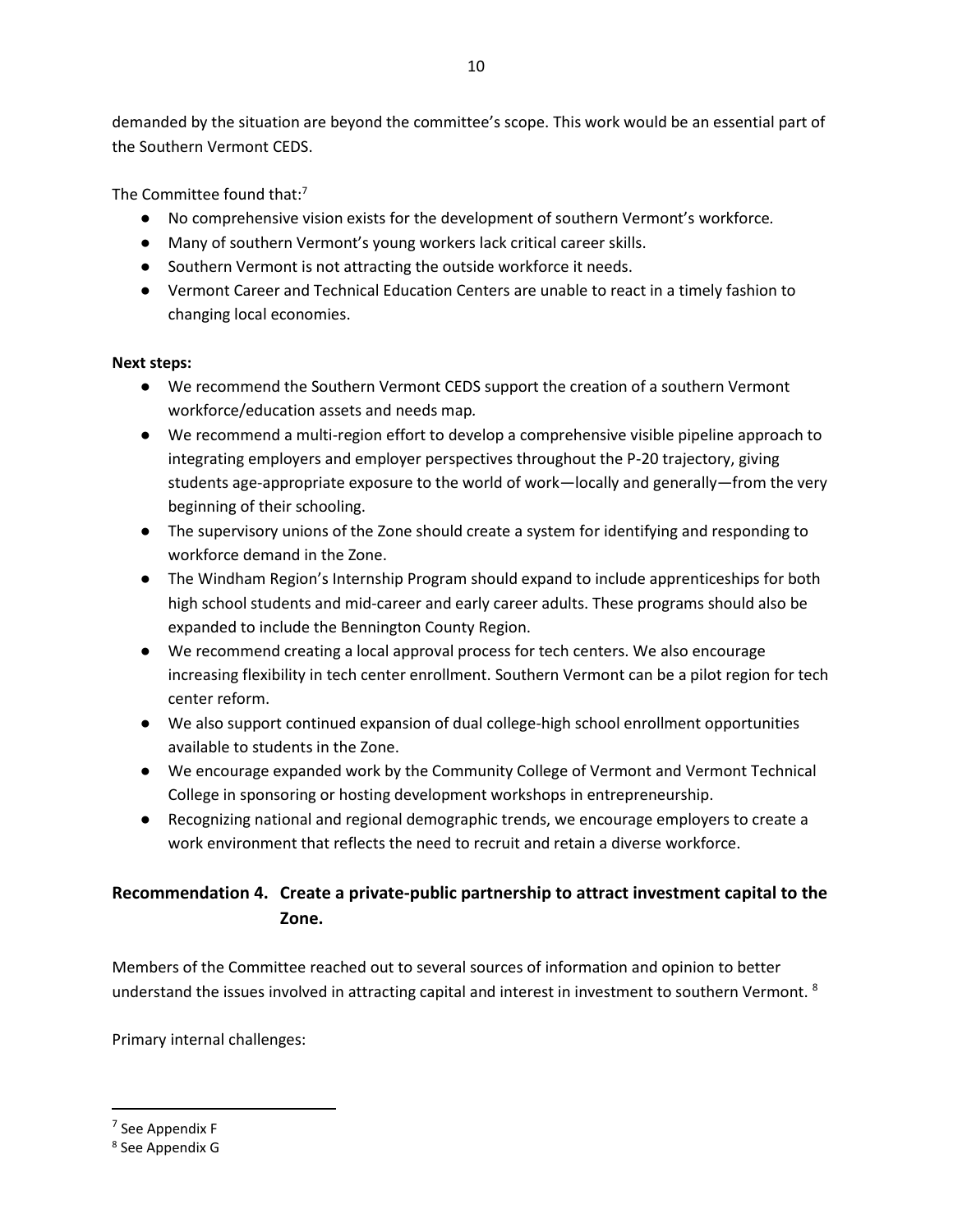demanded by the situation are beyond the committee's scope. This work would be an essential part of the Southern Vermont CEDS.

The Committee found that:[7]

- No comprehensive vision exists for the development of southern Vermont's workforce.
- Many of southern Vermont's young workers lack critical career skills.
- Southern Vermont is not attracting the outside workforce it needs.
- Vermont Career and Technical Education Centers are unable to react in a timely fashion to changing local economies.

**Next steps:**

- We recommend the Southern Vermont CEDS support the creation of a southern Vermont workforce/education assets and needs map.
- We recommend a multi-region effort to develop a comprehensive visible pipeline approach to integrating employers and employer perspectives throughout the P-20 trajectory, giving students age-appropriate exposure to the world of work—locally and generally—from the very beginning of their schooling.
- The supervisory unions of the Zone should create a system for identifying and responding to workforce demand in the Zone.
- The Windham Region's Internship Program should expand to include apprenticeships for both high school students and mid-career and early career adults. These programs should also be expanded to include the Bennington County Region.
- We recommend creating a local approval process for tech centers. We also encourage increasing flexibility in tech center enrollment. Southern Vermont can be a pilot region for tech center reform.
- We also support continued expansion of dual college-high school enrollment opportunities available to students in the Zone.
- We encourage expanded work by the Community College of Vermont and Vermont Technical College in sponsoring or hosting development workshops in entrepreneurship.
- Recognizing national and regional demographic trends, we encourage employers to create a work environment that reflects the need to recruit and retain a diverse workforce.

## Recommendation 4. Create a private-public partnership to attract investment capital to the Zone.

Members of the Committee reached out to several sources of information and opinion to better understand the issues involved in attracting capital and interest in investment to southern Vermont. [8]

Primary internal challenges:

---

[7] See Appendix F

[8] See Appendix G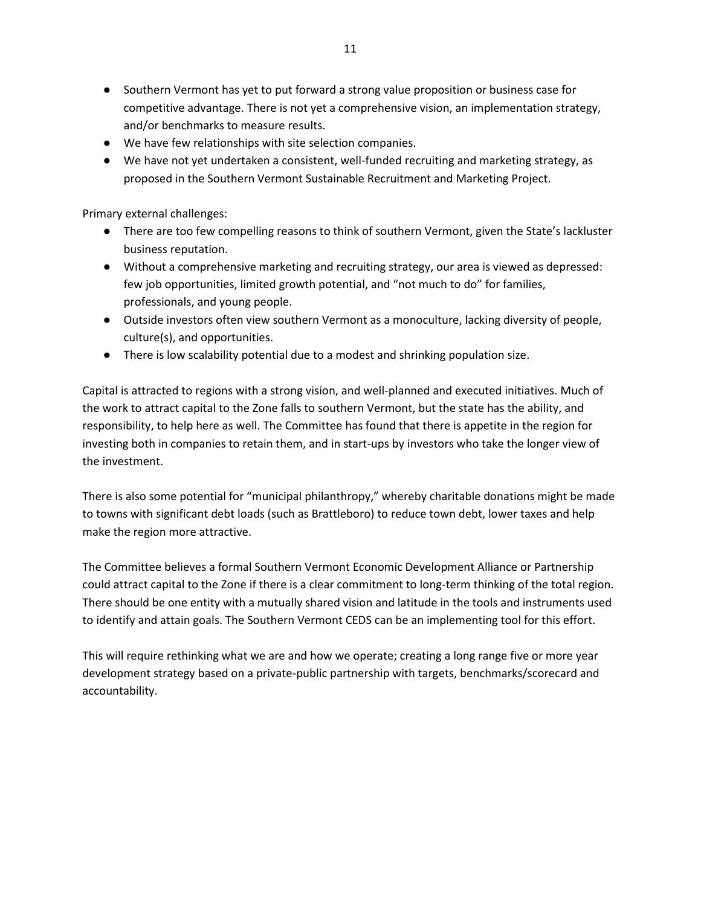- Southern Vermont has yet to put forward a strong value proposition or business case for competitive advantage. There is not yet a comprehensive vision, an implementation strategy, and/or benchmarks to measure results.
- We have few relationships with site selection companies.
- We have not yet undertaken a consistent, well-funded recruiting and marketing strategy, as proposed in the Southern Vermont Sustainable Recruitment and Marketing Project.

Primary external challenges:

- There are too few compelling reasons to think of southern Vermont, given the State's lackluster business reputation.
- Without a comprehensive marketing and recruiting strategy, our area is viewed as depressed: few job opportunities, limited growth potential, and "not much to do" for families, professionals, and young people.
- Outside investors often view southern Vermont as a monoculture, lacking diversity of people, culture(s), and opportunities.
- There is low scalability potential due to a modest and shrinking population size.

Capital is attracted to regions with a strong vision, and well-planned and executed initiatives. Much of the work to attract capital to the Zone falls to southern Vermont, but the state has the ability, and responsibility, to help here as well. The Committee has found that there is appetite in the region for investing both in companies to retain them, and in start-ups by investors who take the longer view of the investment.

There is also some potential for "municipal philanthropy," whereby charitable donations might be made to towns with significant debt loads (such as Brattleboro) to reduce town debt, lower taxes and help make the region more attractive.

The Committee believes a formal Southern Vermont Economic Development Alliance or Partnership could attract capital to the Zone if there is a clear commitment to long-term thinking of the total region. There should be one entity with a mutually shared vision and latitude in the tools and instruments used to identify and attain goals. The Southern Vermont CEDS can be an implementing tool for this effort.

This will require rethinking what we are and how we operate; creating a long range five or more year development strategy based on a private-public partnership with targets, benchmarks/scorecard and accountability.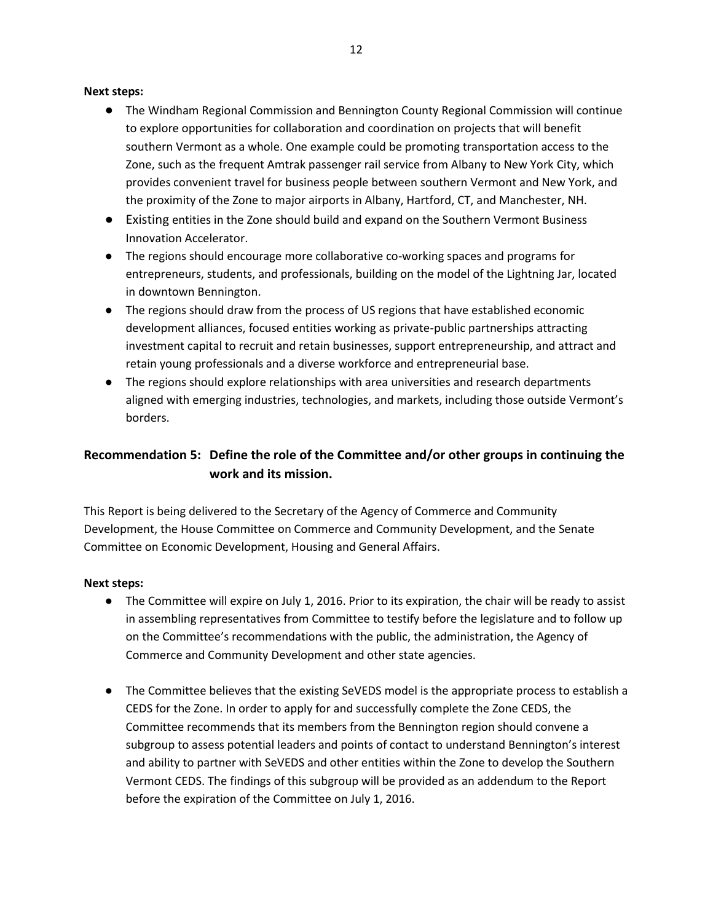**Next steps:**

- The Windham Regional Commission and Bennington County Regional Commission will continue to explore opportunities for collaboration and coordination on projects that will benefit southern Vermont as a whole. One example could be promoting transportation access to the Zone, such as the frequent Amtrak passenger rail service from Albany to New York City, which provides convenient travel for business people between southern Vermont and New York, and the proximity of the Zone to major airports in Albany, Hartford, CT, and Manchester, NH.
- Existing entities in the Zone should build and expand on the Southern Vermont Business Innovation Accelerator.
- The regions should encourage more collaborative co-working spaces and programs for entrepreneurs, students, and professionals, building on the model of the Lightning Jar, located in downtown Bennington.
- The regions should draw from the process of US regions that have established economic development alliances, focused entities working as private-public partnerships attracting investment capital to recruit and retain businesses, support entrepreneurship, and attract and retain young professionals and a diverse workforce and entrepreneurial base.
- The regions should explore relationships with area universities and research departments aligned with emerging industries, technologies, and markets, including those outside Vermont's borders.

## Recommendation 5: Define the role of the Committee and/or other groups in continuing the work and its mission.

This Report is being delivered to the Secretary of the Agency of Commerce and Community Development, the House Committee on Commerce and Community Development, and the Senate Committee on Economic Development, Housing and General Affairs.

**Next steps:**

- The Committee will expire on July 1, 2016. Prior to its expiration, the chair will be ready to assist in assembling representatives from Committee to testify before the legislature and to follow up on the Committee's recommendations with the public, the administration, the Agency of Commerce and Community Development and other state agencies.

- The Committee believes that the existing SeVEDS model is the appropriate process to establish a CEDS for the Zone. In order to apply for and successfully complete the Zone CEDS, the Committee recommends that its members from the Bennington region should convene a subgroup to assess potential leaders and points of contact to understand Bennington's interest and ability to partner with SeVEDS and other entities within the Zone to develop the Southern Vermont CEDS. The findings of this subgroup will be provided as an addendum to the Report before the expiration of the Committee on July 1, 2016.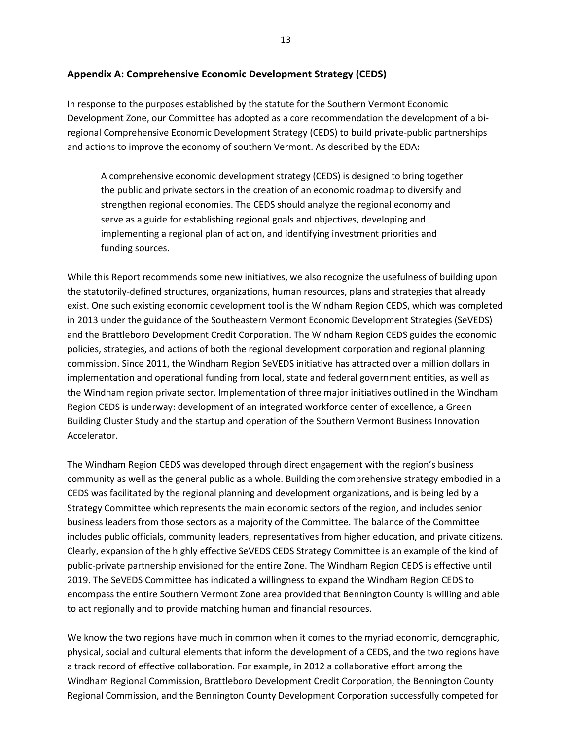## Appendix A: Comprehensive Economic Development Strategy (CEDS)

In response to the purposes established by the statute for the Southern Vermont Economic Development Zone, our Committee has adopted as a core recommendation the development of a bi-regional Comprehensive Economic Development Strategy (CEDS) to build private-public partnerships and actions to improve the economy of southern Vermont. As described by the EDA:

> A comprehensive economic development strategy (CEDS) is designed to bring together the public and private sectors in the creation of an economic roadmap to diversify and strengthen regional economies. The CEDS should analyze the regional economy and serve as a guide for establishing regional goals and objectives, developing and implementing a regional plan of action, and identifying investment priorities and funding sources.

While this Report recommends some new initiatives, we also recognize the usefulness of building upon the statutorily-defined structures, organizations, human resources, plans and strategies that already exist. One such existing economic development tool is the Windham Region CEDS, which was completed in 2013 under the guidance of the Southeastern Vermont Economic Development Strategies (SeVEDS) and the Brattleboro Development Credit Corporation. The Windham Region CEDS guides the economic policies, strategies, and actions of both the regional development corporation and regional planning commission. Since 2011, the Windham Region SeVEDS initiative has attracted over a million dollars in implementation and operational funding from local, state and federal government entities, as well as the Windham region private sector. Implementation of three major initiatives outlined in the Windham Region CEDS is underway: development of an integrated workforce center of excellence, a Green Building Cluster Study and the startup and operation of the Southern Vermont Business Innovation Accelerator.

The Windham Region CEDS was developed through direct engagement with the region's business community as well as the general public as a whole. Building the comprehensive strategy embodied in a CEDS was facilitated by the regional planning and development organizations, and is being led by a Strategy Committee which represents the main economic sectors of the region, and includes senior business leaders from those sectors as a majority of the Committee. The balance of the Committee includes public officials, community leaders, representatives from higher education, and private citizens. Clearly, expansion of the highly effective SeVEDS CEDS Strategy Committee is an example of the kind of public-private partnership envisioned for the entire Zone. The Windham Region CEDS is effective until 2019. The SeVEDS Committee has indicated a willingness to expand the Windham Region CEDS to encompass the entire Southern Vermont Zone area provided that Bennington County is willing and able to act regionally and to provide matching human and financial resources.

We know the two regions have much in common when it comes to the myriad economic, demographic, physical, social and cultural elements that inform the development of a CEDS, and the two regions have a track record of effective collaboration. For example, in 2012 a collaborative effort among the Windham Regional Commission, Brattleboro Development Credit Corporation, the Bennington County Regional Commission, and the Bennington County Development Corporation successfully competed for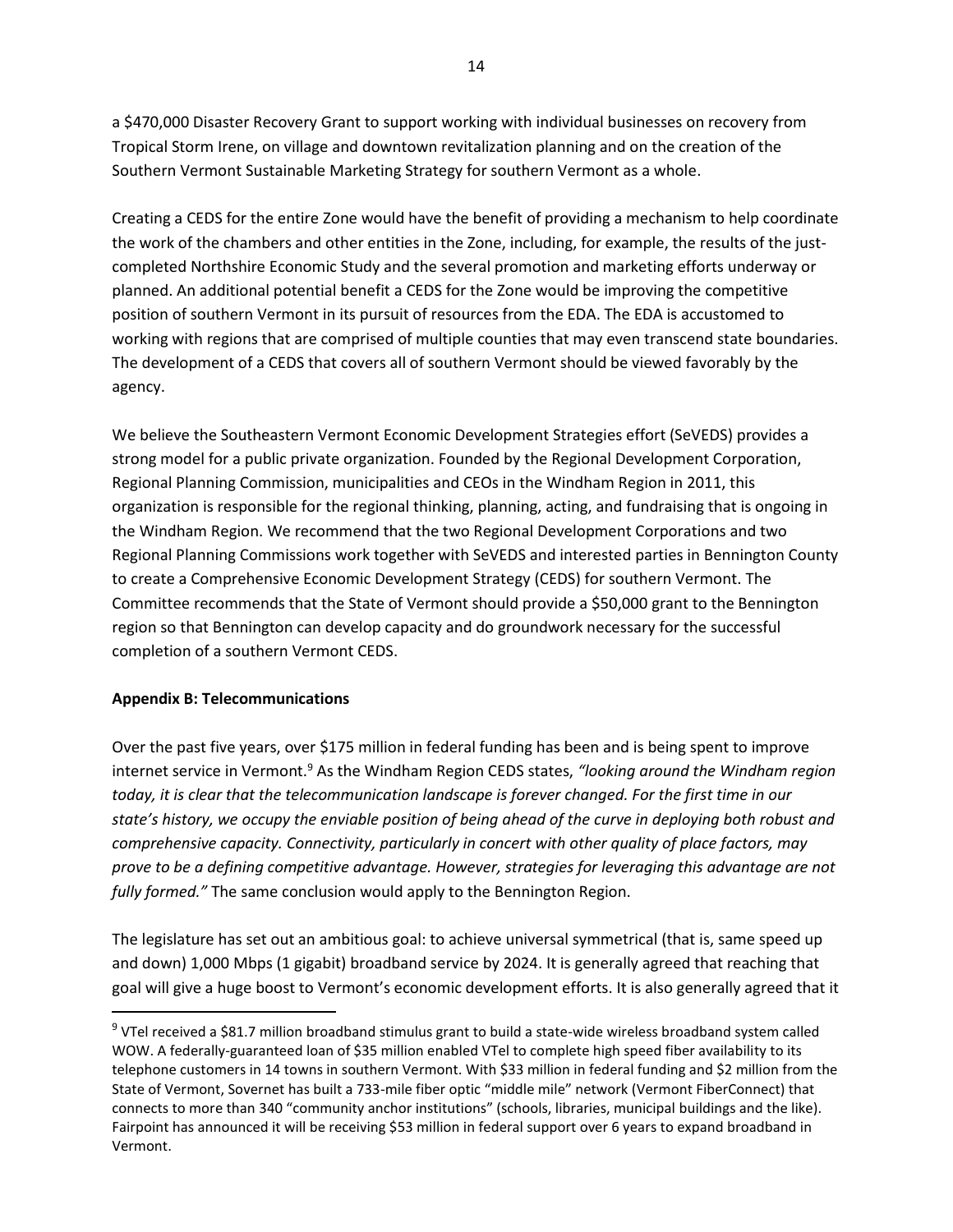a $470,000 Disaster Recovery Grant to support working with individual businesses on recovery from Tropical Storm Irene, on village and downtown revitalization planning and on the creation of the Southern Vermont Sustainable Marketing Strategy for southern Vermont as a whole.

Creating a CEDS for the entire Zone would have the benefit of providing a mechanism to help coordinate the work of the chambers and other entities in the Zone, including, for example, the results of the just-completed Northshire Economic Study and the several promotion and marketing efforts underway or planned. An additional potential benefit a CEDS for the Zone would be improving the competitive position of southern Vermont in its pursuit of resources from the EDA. The EDA is accustomed to working with regions that are comprised of multiple counties that may even transcend state boundaries. The development of a CEDS that covers all of southern Vermont should be viewed favorably by the agency.

We believe the Southeastern Vermont Economic Development Strategies effort (SeVEDS) provides a strong model for a public private organization. Founded by the Regional Development Corporation, Regional Planning Commission, municipalities and CEOs in the Windham Region in 2011, this organization is responsible for the regional thinking, planning, acting, and fundraising that is ongoing in the Windham Region. We recommend that the two Regional Development Corporations and two Regional Planning Commissions work together with SeVEDS and interested parties in Bennington County to create a Comprehensive Economic Development Strategy (CEDS) for southern Vermont. The Committee recommends that the State of Vermont should provide a $50,000 grant to the Bennington region so that Bennington can develop capacity and do groundwork necessary for the successful completion of a southern Vermont CEDS.

**Appendix B: Telecommunications**

Over the past five years, over $175 million in federal funding has been and is being spent to improve internet service in Vermont.[9] As the Windham Region CEDS states, *"looking around the Windham region today, it is clear that the telecommunication landscape is forever changed. For the first time in our state's history, we occupy the enviable position of being ahead of the curve in deploying both robust and comprehensive capacity. Connectivity, particularly in concert with other quality of place factors, may prove to be a defining competitive advantage. However, strategies for leveraging this advantage are not fully formed."* The same conclusion would apply to the Bennington Region.

The legislature has set out an ambitious goal: to achieve universal symmetrical (that is, same speed up and down) 1,000 Mbps (1 gigabit) broadband service by 2024. It is generally agreed that reaching that goal will give a huge boost to Vermont's economic development efforts. It is also generally agreed that it

[9] VTel received a $81.7 million broadband stimulus grant to build a state-wide wireless broadband system called WOW. A federally-guaranteed loan of $35 million enabled VTel to complete high speed fiber availability to its telephone customers in 14 towns in southern Vermont. With $33 million in federal funding and $2 million from the State of Vermont, Sovernet has built a 733-mile fiber optic "middle mile" network (Vermont FiberConnect) that connects to more than 340 "community anchor institutions" (schools, libraries, municipal buildings and the like). Fairpoint has announced it will be receiving $53 million in federal support over 6 years to expand broadband in Vermont.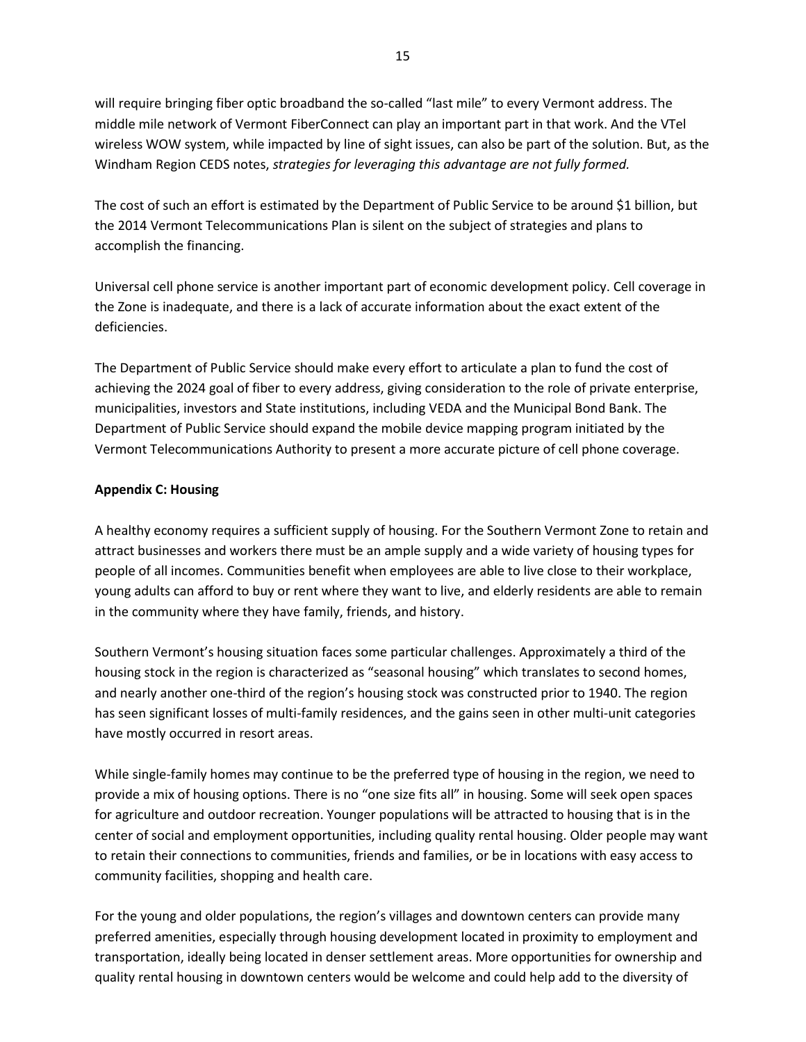will require bringing fiber optic broadband the so-called "last mile" to every Vermont address. The middle mile network of Vermont FiberConnect can play an important part in that work. And the VTel wireless WOW system, while impacted by line of sight issues, can also be part of the solution. But, as the Windham Region CEDS notes, *strategies for leveraging this advantage are not fully formed.*

The cost of such an effort is estimated by the Department of Public Service to be around $1 billion, but the 2014 Vermont Telecommunications Plan is silent on the subject of strategies and plans to accomplish the financing.

Universal cell phone service is another important part of economic development policy. Cell coverage in the Zone is inadequate, and there is a lack of accurate information about the exact extent of the deficiencies.

The Department of Public Service should make every effort to articulate a plan to fund the cost of achieving the 2024 goal of fiber to every address, giving consideration to the role of private enterprise, municipalities, investors and State institutions, including VEDA and the Municipal Bond Bank. The Department of Public Service should expand the mobile device mapping program initiated by the Vermont Telecommunications Authority to present a more accurate picture of cell phone coverage.

**Appendix C: Housing**

A healthy economy requires a sufficient supply of housing. For the Southern Vermont Zone to retain and attract businesses and workers there must be an ample supply and a wide variety of housing types for people of all incomes. Communities benefit when employees are able to live close to their workplace, young adults can afford to buy or rent where they want to live, and elderly residents are able to remain in the community where they have family, friends, and history.

Southern Vermont's housing situation faces some particular challenges. Approximately a third of the housing stock in the region is characterized as "seasonal housing" which translates to second homes, and nearly another one-third of the region's housing stock was constructed prior to 1940. The region has seen significant losses of multi-family residences, and the gains seen in other multi-unit categories have mostly occurred in resort areas.

While single-family homes may continue to be the preferred type of housing in the region, we need to provide a mix of housing options. There is no "one size fits all" in housing. Some will seek open spaces for agriculture and outdoor recreation. Younger populations will be attracted to housing that is in the center of social and employment opportunities, including quality rental housing. Older people may want to retain their connections to communities, friends and families, or be in locations with easy access to community facilities, shopping and health care.

For the young and older populations, the region's villages and downtown centers can provide many preferred amenities, especially through housing development located in proximity to employment and transportation, ideally being located in denser settlement areas. More opportunities for ownership and quality rental housing in downtown centers would be welcome and could help add to the diversity of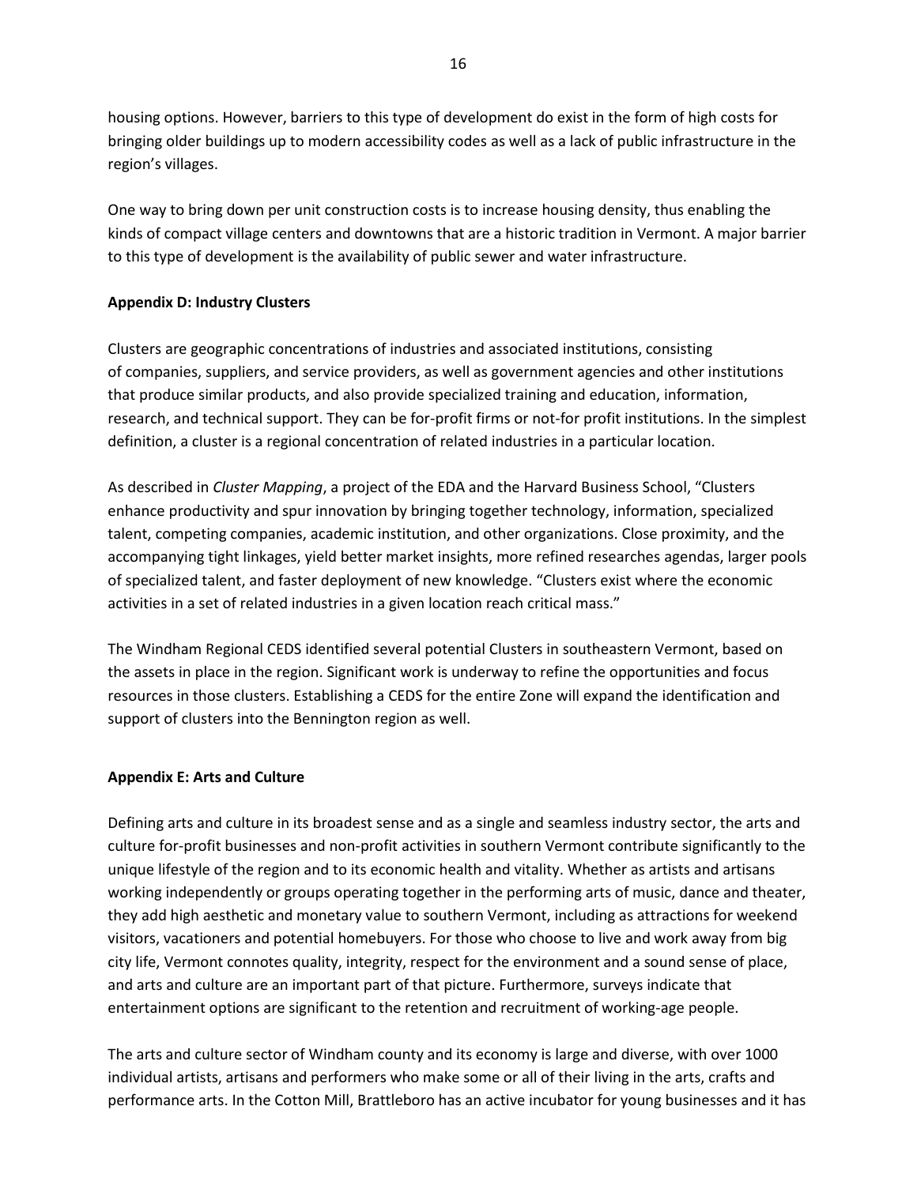housing options. However, barriers to this type of development do exist in the form of high costs for bringing older buildings up to modern accessibility codes as well as a lack of public infrastructure in the region's villages.

One way to bring down per unit construction costs is to increase housing density, thus enabling the kinds of compact village centers and downtowns that are a historic tradition in Vermont. A major barrier to this type of development is the availability of public sewer and water infrastructure.

## Appendix D: Industry Clusters

Clusters are geographic concentrations of industries and associated institutions, consisting of companies, suppliers, and service providers, as well as government agencies and other institutions that produce similar products, and also provide specialized training and education, information, research, and technical support. They can be for-profit firms or not-for profit institutions. In the simplest definition, a cluster is a regional concentration of related industries in a particular location.

As described in *Cluster Mapping*, a project of the EDA and the Harvard Business School, "Clusters enhance productivity and spur innovation by bringing together technology, information, specialized talent, competing companies, academic institution, and other organizations. Close proximity, and the accompanying tight linkages, yield better market insights, more refined researches agendas, larger pools of specialized talent, and faster deployment of new knowledge. "Clusters exist where the economic activities in a set of related industries in a given location reach critical mass."

The Windham Regional CEDS identified several potential Clusters in southeastern Vermont, based on the assets in place in the region. Significant work is underway to refine the opportunities and focus resources in those clusters. Establishing a CEDS for the entire Zone will expand the identification and support of clusters into the Bennington region as well.

## Appendix E: Arts and Culture

Defining arts and culture in its broadest sense and as a single and seamless industry sector, the arts and culture for-profit businesses and non-profit activities in southern Vermont contribute significantly to the unique lifestyle of the region and to its economic health and vitality. Whether as artists and artisans working independently or groups operating together in the performing arts of music, dance and theater, they add high aesthetic and monetary value to southern Vermont, including as attractions for weekend visitors, vacationers and potential homebuyers. For those who choose to live and work away from big city life, Vermont connotes quality, integrity, respect for the environment and a sound sense of place, and arts and culture are an important part of that picture. Furthermore, surveys indicate that entertainment options are significant to the retention and recruitment of working-age people.

The arts and culture sector of Windham county and its economy is large and diverse, with over 1000 individual artists, artisans and performers who make some or all of their living in the arts, crafts and performance arts. In the Cotton Mill, Brattleboro has an active incubator for young businesses and it has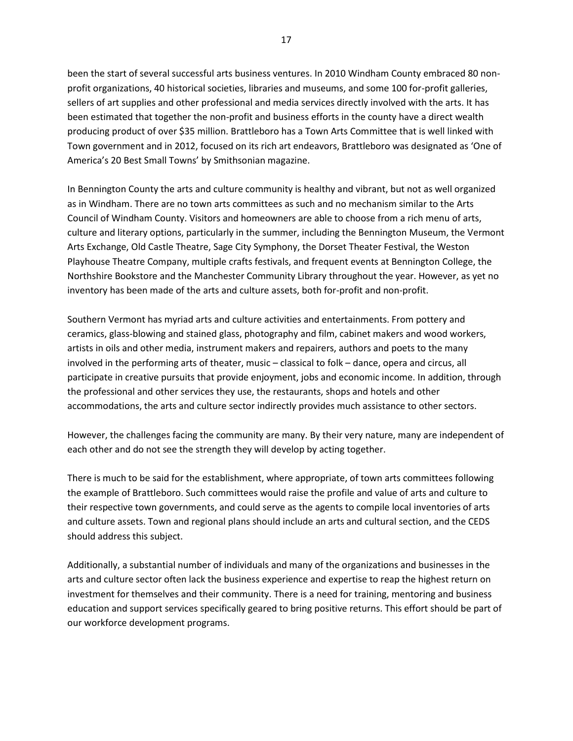been the start of several successful arts business ventures. In 2010 Windham County embraced 80 non-profit organizations, 40 historical societies, libraries and museums, and some 100 for-profit galleries, sellers of art supplies and other professional and media services directly involved with the arts. It has been estimated that together the non-profit and business efforts in the county have a direct wealth producing product of over $35 million. Brattleboro has a Town Arts Committee that is well linked with Town government and in 2012, focused on its rich art endeavors, Brattleboro was designated as 'One of America's 20 Best Small Towns' by Smithsonian magazine.

In Bennington County the arts and culture community is healthy and vibrant, but not as well organized as in Windham. There are no town arts committees as such and no mechanism similar to the Arts Council of Windham County. Visitors and homeowners are able to choose from a rich menu of arts, culture and literary options, particularly in the summer, including the Bennington Museum, the Vermont Arts Exchange, Old Castle Theatre, Sage City Symphony, the Dorset Theater Festival, the Weston Playhouse Theatre Company, multiple crafts festivals, and frequent events at Bennington College, the Northshire Bookstore and the Manchester Community Library throughout the year. However, as yet no inventory has been made of the arts and culture assets, both for-profit and non-profit.

Southern Vermont has myriad arts and culture activities and entertainments. From pottery and ceramics, glass-blowing and stained glass, photography and film, cabinet makers and wood workers, artists in oils and other media, instrument makers and repairers, authors and poets to the many involved in the performing arts of theater, music – classical to folk – dance, opera and circus, all participate in creative pursuits that provide enjoyment, jobs and economic income. In addition, through the professional and other services they use, the restaurants, shops and hotels and other accommodations, the arts and culture sector indirectly provides much assistance to other sectors.

However, the challenges facing the community are many. By their very nature, many are independent of each other and do not see the strength they will develop by acting together.

There is much to be said for the establishment, where appropriate, of town arts committees following the example of Brattleboro. Such committees would raise the profile and value of arts and culture to their respective town governments, and could serve as the agents to compile local inventories of arts and culture assets. Town and regional plans should include an arts and cultural section, and the CEDS should address this subject.

Additionally, a substantial number of individuals and many of the organizations and businesses in the arts and culture sector often lack the business experience and expertise to reap the highest return on investment for themselves and their community. There is a need for training, mentoring and business education and support services specifically geared to bring positive returns. This effort should be part of our workforce development programs.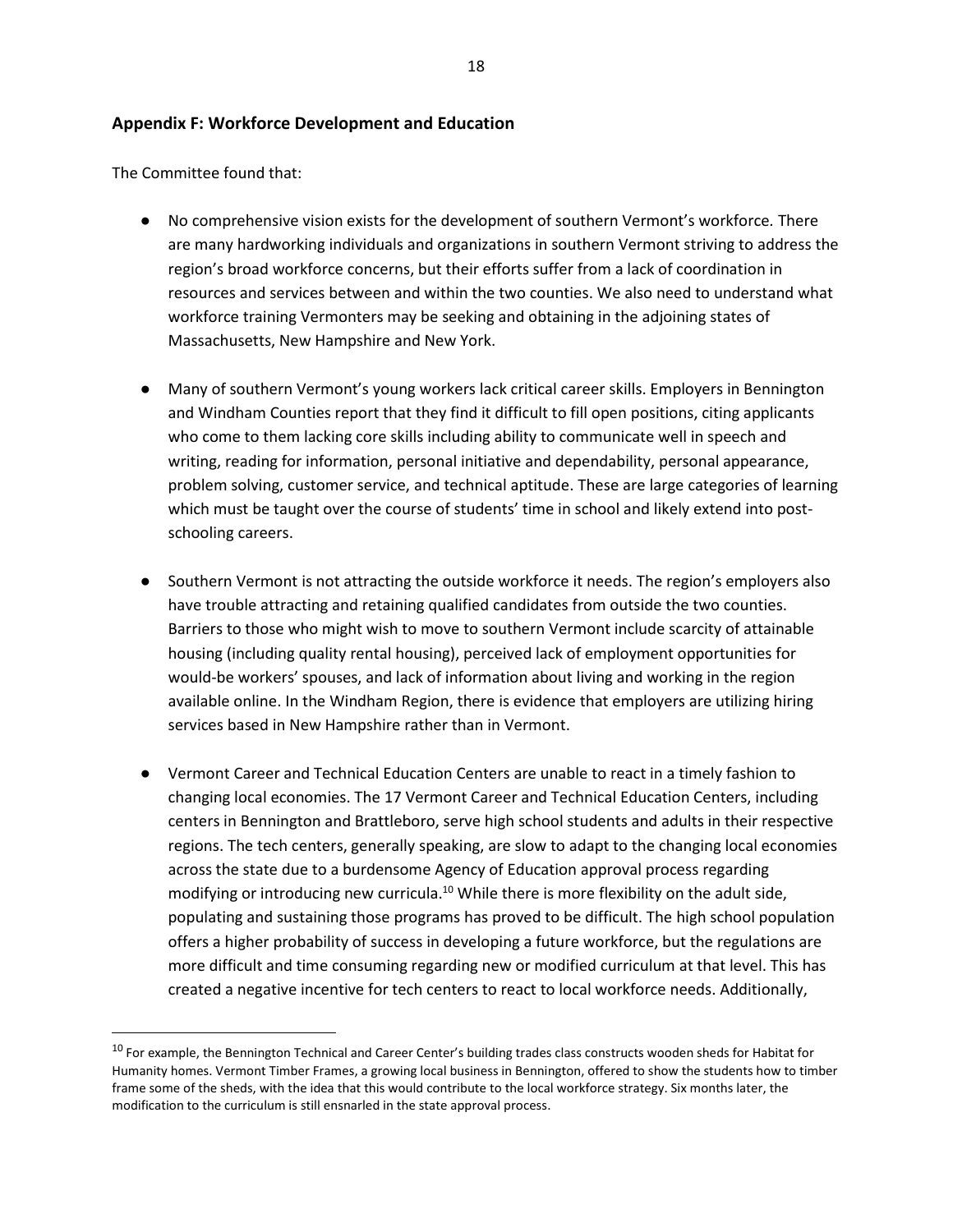## Appendix F: Workforce Development and Education

The Committee found that:

- No comprehensive vision exists for the development of southern Vermont's workforce. There are many hardworking individuals and organizations in southern Vermont striving to address the region's broad workforce concerns, but their efforts suffer from a lack of coordination in resources and services between and within the two counties. We also need to understand what workforce training Vermonters may be seeking and obtaining in the adjoining states of Massachusetts, New Hampshire and New York.

- Many of southern Vermont's young workers lack critical career skills. Employers in Bennington and Windham Counties report that they find it difficult to fill open positions, citing applicants who come to them lacking core skills including ability to communicate well in speech and writing, reading for information, personal initiative and dependability, personal appearance, problem solving, customer service, and technical aptitude. These are large categories of learning which must be taught over the course of students' time in school and likely extend into post-schooling careers.

- Southern Vermont is not attracting the outside workforce it needs. The region's employers also have trouble attracting and retaining qualified candidates from outside the two counties. Barriers to those who might wish to move to southern Vermont include scarcity of attainable housing (including quality rental housing), perceived lack of employment opportunities for would-be workers' spouses, and lack of information about living and working in the region available online. In the Windham Region, there is evidence that employers are utilizing hiring services based in New Hampshire rather than in Vermont.

- Vermont Career and Technical Education Centers are unable to react in a timely fashion to changing local economies. The 17 Vermont Career and Technical Education Centers, including centers in Bennington and Brattleboro, serve high school students and adults in their respective regions. The tech centers, generally speaking, are slow to adapt to the changing local economies across the state due to a burdensome Agency of Education approval process regarding modifying or introducing new curricula.[10] While there is more flexibility on the adult side, populating and sustaining those programs has proved to be difficult. The high school population offers a higher probability of success in developing a future workforce, but the regulations are more difficult and time consuming regarding new or modified curriculum at that level. This has created a negative incentive for tech centers to react to local workforce needs. Additionally,

[10] For example, the Bennington Technical and Career Center's building trades class constructs wooden sheds for Habitat for Humanity homes. Vermont Timber Frames, a growing local business in Bennington, offered to show the students how to timber frame some of the sheds, with the idea that this would contribute to the local workforce strategy. Six months later, the modification to the curriculum is still ensnarled in the state approval process.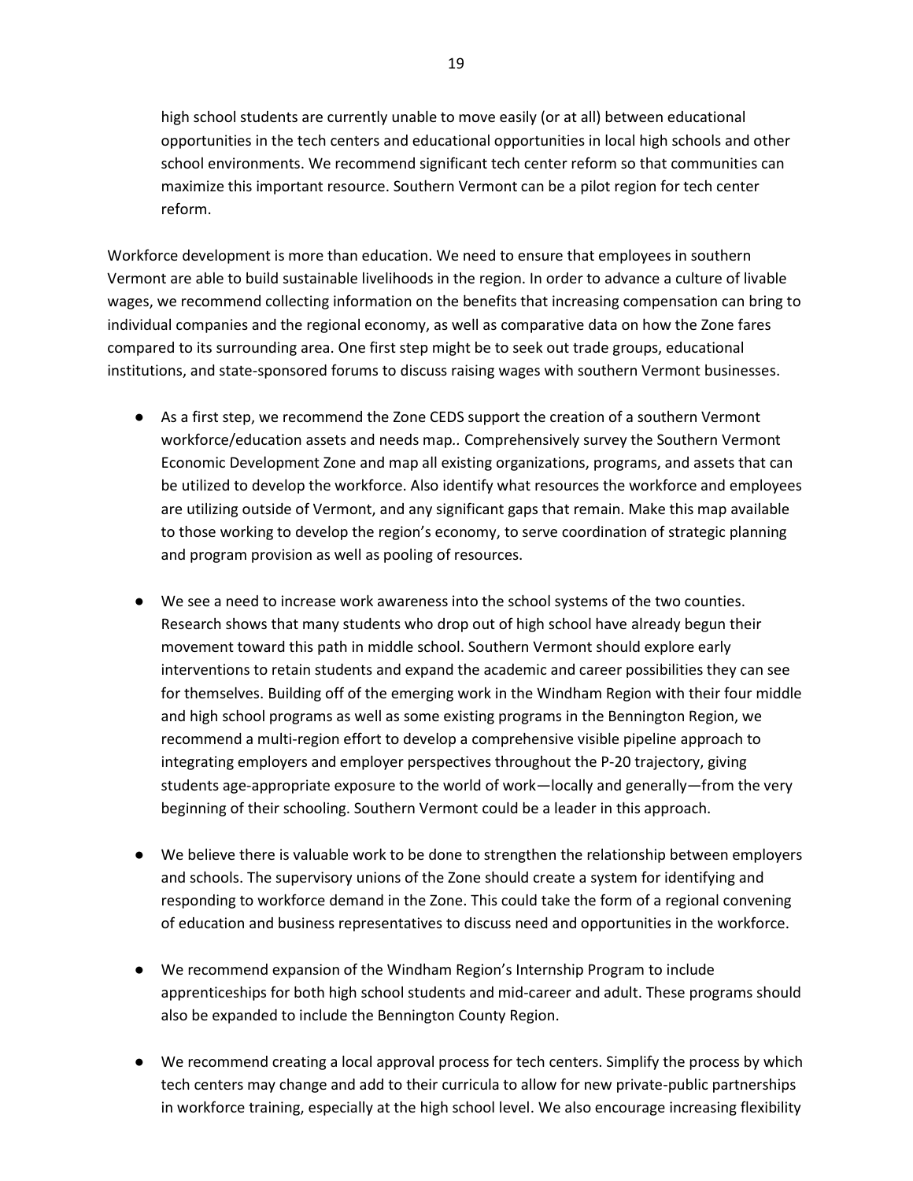high school students are currently unable to move easily (or at all) between educational opportunities in the tech centers and educational opportunities in local high schools and other school environments. We recommend significant tech center reform so that communities can maximize this important resource. Southern Vermont can be a pilot region for tech center reform.

Workforce development is more than education. We need to ensure that employees in southern Vermont are able to build sustainable livelihoods in the region. In order to advance a culture of livable wages, we recommend collecting information on the benefits that increasing compensation can bring to individual companies and the regional economy, as well as comparative data on how the Zone fares compared to its surrounding area. One first step might be to seek out trade groups, educational institutions, and state-sponsored forums to discuss raising wages with southern Vermont businesses.

- As a first step, we recommend the Zone CEDS support the creation of a southern Vermont workforce/education assets and needs map.. Comprehensively survey the Southern Vermont Economic Development Zone and map all existing organizations, programs, and assets that can be utilized to develop the workforce. Also identify what resources the workforce and employees are utilizing outside of Vermont, and any significant gaps that remain. Make this map available to those working to develop the region's economy, to serve coordination of strategic planning and program provision as well as pooling of resources.

- We see a need to increase work awareness into the school systems of the two counties. Research shows that many students who drop out of high school have already begun their movement toward this path in middle school. Southern Vermont should explore early interventions to retain students and expand the academic and career possibilities they can see for themselves. Building off of the emerging work in the Windham Region with their four middle and high school programs as well as some existing programs in the Bennington Region, we recommend a multi-region effort to develop a comprehensive visible pipeline approach to integrating employers and employer perspectives throughout the P-20 trajectory, giving students age-appropriate exposure to the world of work—locally and generally—from the very beginning of their schooling. Southern Vermont could be a leader in this approach.

- We believe there is valuable work to be done to strengthen the relationship between employers and schools. The supervisory unions of the Zone should create a system for identifying and responding to workforce demand in the Zone. This could take the form of a regional convening of education and business representatives to discuss need and opportunities in the workforce.

- We recommend expansion of the Windham Region's Internship Program to include apprenticeships for both high school students and mid-career and adult. These programs should also be expanded to include the Bennington County Region.

- We recommend creating a local approval process for tech centers. Simplify the process by which tech centers may change and add to their curricula to allow for new private-public partnerships in workforce training, especially at the high school level. We also encourage increasing flexibility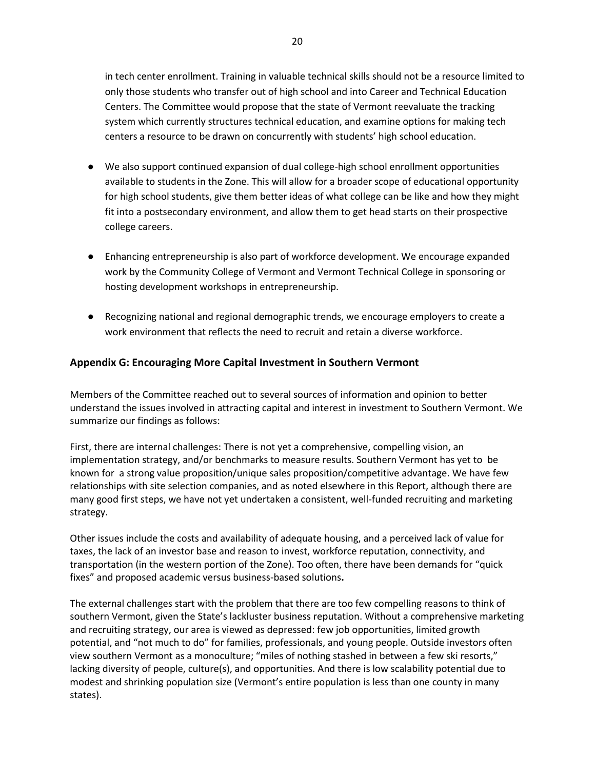in tech center enrollment. Training in valuable technical skills should not be a resource limited to only those students who transfer out of high school and into Career and Technical Education Centers. The Committee would propose that the state of Vermont reevaluate the tracking system which currently structures technical education, and examine options for making tech centers a resource to be drawn on concurrently with students' high school education.

- We also support continued expansion of dual college-high school enrollment opportunities available to students in the Zone. This will allow for a broader scope of educational opportunity for high school students, give them better ideas of what college can be like and how they might fit into a postsecondary environment, and allow them to get head starts on their prospective college careers.

- Enhancing entrepreneurship is also part of workforce development. We encourage expanded work by the Community College of Vermont and Vermont Technical College in sponsoring or hosting development workshops in entrepreneurship.

- Recognizing national and regional demographic trends, we encourage employers to create a work environment that reflects the need to recruit and retain a diverse workforce.

## Appendix G: Encouraging More Capital Investment in Southern Vermont

Members of the Committee reached out to several sources of information and opinion to better understand the issues involved in attracting capital and interest in investment to Southern Vermont. We summarize our findings as follows:

First, there are internal challenges: There is not yet a comprehensive, compelling vision, an implementation strategy, and/or benchmarks to measure results. Southern Vermont has yet to be known for a strong value proposition/unique sales proposition/competitive advantage. We have few relationships with site selection companies, and as noted elsewhere in this Report, although there are many good first steps, we have not yet undertaken a consistent, well-funded recruiting and marketing strategy.

Other issues include the costs and availability of adequate housing, and a perceived lack of value for taxes, the lack of an investor base and reason to invest, workforce reputation, connectivity, and transportation (in the western portion of the Zone). Too often, there have been demands for "quick fixes" and proposed academic versus business-based solutions**.**

The external challenges start with the problem that there are too few compelling reasons to think of southern Vermont, given the State's lackluster business reputation. Without a comprehensive marketing and recruiting strategy, our area is viewed as depressed: few job opportunities, limited growth potential, and "not much to do" for families, professionals, and young people. Outside investors often view southern Vermont as a monoculture; "miles of nothing stashed in between a few ski resorts," lacking diversity of people, culture(s), and opportunities. And there is low scalability potential due to modest and shrinking population size (Vermont's entire population is less than one county in many states).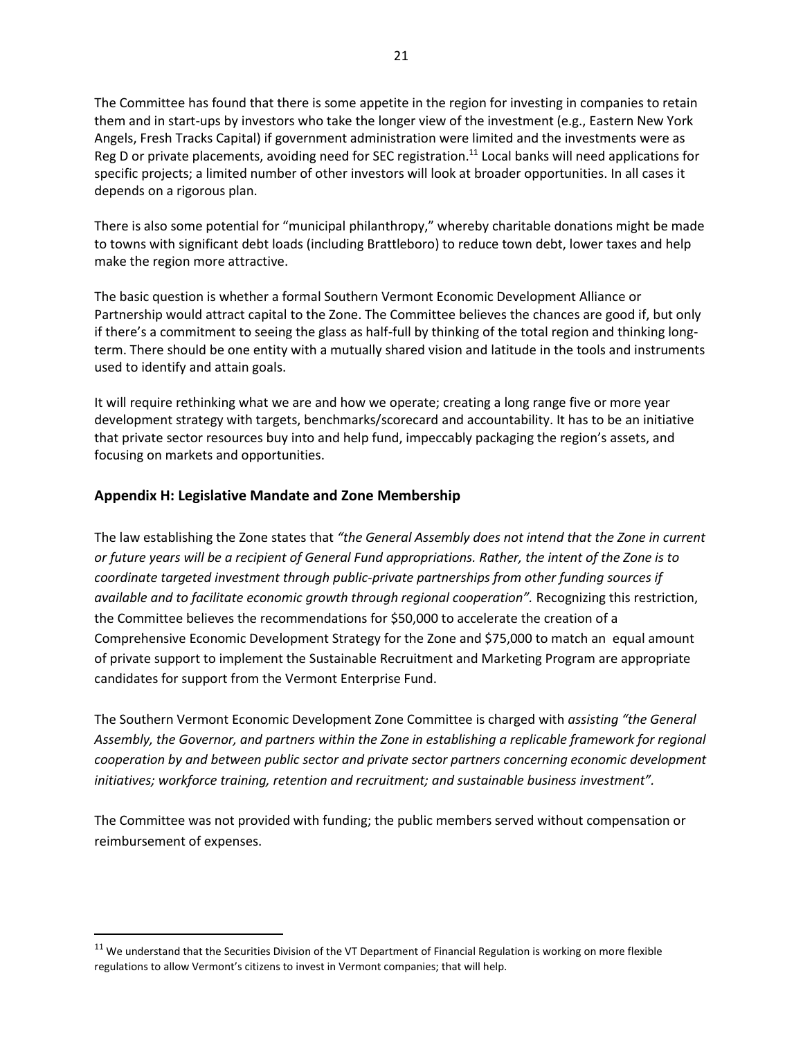The Committee has found that there is some appetite in the region for investing in companies to retain them and in start-ups by investors who take the longer view of the investment (e.g., Eastern New York Angels, Fresh Tracks Capital) if government administration were limited and the investments were as Reg D or private placements, avoiding need for SEC registration.[11] Local banks will need applications for specific projects; a limited number of other investors will look at broader opportunities. In all cases it depends on a rigorous plan.

There is also some potential for "municipal philanthropy," whereby charitable donations might be made to towns with significant debt loads (including Brattleboro) to reduce town debt, lower taxes and help make the region more attractive.

The basic question is whether a formal Southern Vermont Economic Development Alliance or Partnership would attract capital to the Zone. The Committee believes the chances are good if, but only if there's a commitment to seeing the glass as half-full by thinking of the total region and thinking long-term. There should be one entity with a mutually shared vision and latitude in the tools and instruments used to identify and attain goals.

It will require rethinking what we are and how we operate; creating a long range five or more year development strategy with targets, benchmarks/scorecard and accountability. It has to be an initiative that private sector resources buy into and help fund, impeccably packaging the region's assets, and focusing on markets and opportunities.

## Appendix H: Legislative Mandate and Zone Membership

The law establishing the Zone states that *"the General Assembly does not intend that the Zone in current or future years will be a recipient of General Fund appropriations. Rather, the intent of the Zone is to coordinate targeted investment through public-private partnerships from other funding sources if available and to facilitate economic growth through regional cooperation".* Recognizing this restriction, the Committee believes the recommendations for $50,000 to accelerate the creation of a Comprehensive Economic Development Strategy for the Zone and $75,000 to match an equal amount of private support to implement the Sustainable Recruitment and Marketing Program are appropriate candidates for support from the Vermont Enterprise Fund.

The Southern Vermont Economic Development Zone Committee is charged with *assisting "the General Assembly, the Governor, and partners within the Zone in establishing a replicable framework for regional cooperation by and between public sector and private sector partners concerning economic development initiatives; workforce training, retention and recruitment; and sustainable business investment".*

The Committee was not provided with funding; the public members served without compensation or reimbursement of expenses.

---

[11] We understand that the Securities Division of the VT Department of Financial Regulation is working on more flexible regulations to allow Vermont's citizens to invest in Vermont companies; that will help.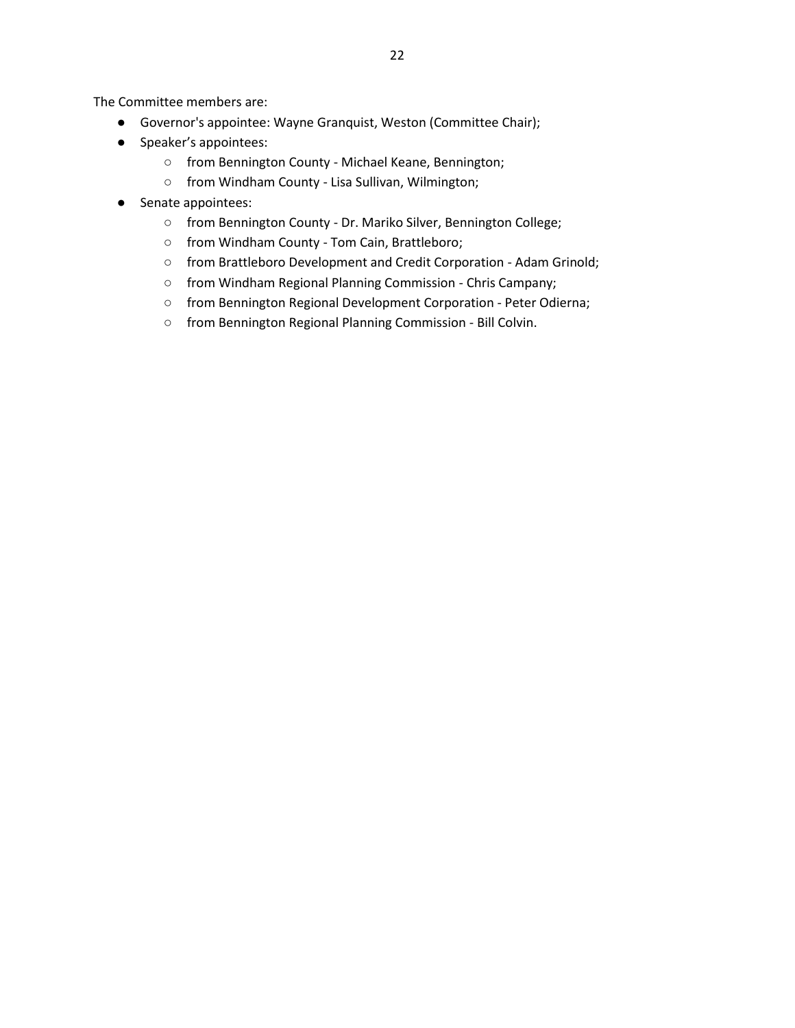The Committee members are:

- Governor's appointee: Wayne Granquist, Weston (Committee Chair);
- Speaker's appointees:
  - from Bennington County - Michael Keane, Bennington;
  - from Windham County - Lisa Sullivan, Wilmington;
- Senate appointees:
  - from Bennington County - Dr. Mariko Silver, Bennington College;
  - from Windham County - Tom Cain, Brattleboro;
  - from Brattleboro Development and Credit Corporation - Adam Grinold;
  - from Windham Regional Planning Commission - Chris Campany;
  - from Bennington Regional Development Corporation - Peter Odierna;
  - from Bennington Regional Planning Commission - Bill Colvin.